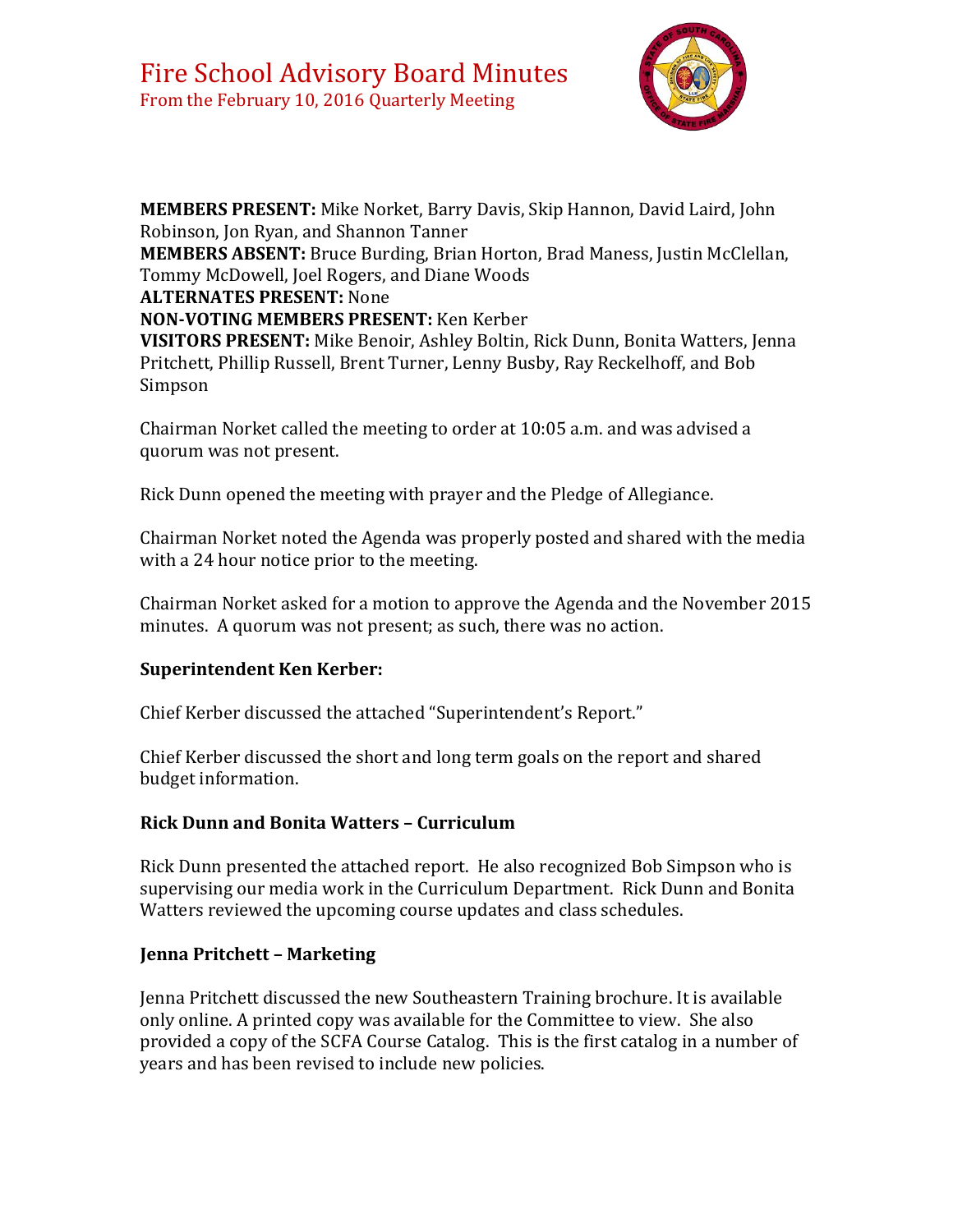# Fire School Advisory Board Minutes

From the February 10, 2016 Quarterly Meeting

**MEMBERS PRESENT:** Mike Norket, Barry Davis, Skip Hannon, David Laird, John Robinson, Jon Ryan, and Shannon Tanner
**MEMBERS ABSENT:** Bruce Burding, Brian Horton, Brad Maness, Justin McClellan, Tommy McDowell, Joel Rogers, and Diane Woods
**ALTERNATES PRESENT:** None
**NON-VOTING MEMBERS PRESENT:** Ken Kerber
**VISITORS PRESENT:** Mike Benoir, Ashley Boltin, Rick Dunn, Bonita Watters, Jenna Pritchett, Phillip Russell, Brent Turner, Lenny Busby, Ray Reckelhoff, and Bob Simpson

Chairman Norket called the meeting to order at 10:05 a.m. and was advised a quorum was not present.

Rick Dunn opened the meeting with prayer and the Pledge of Allegiance.

Chairman Norket noted the Agenda was properly posted and shared with the media with a 24 hour notice prior to the meeting.

Chairman Norket asked for a motion to approve the Agenda and the November 2015 minutes. A quorum was not present; as such, there was no action.

## Superintendent Ken Kerber:

Chief Kerber discussed the attached "Superintendent's Report."

Chief Kerber discussed the short and long term goals on the report and shared budget information.

## Rick Dunn and Bonita Watters – Curriculum

Rick Dunn presented the attached report. He also recognized Bob Simpson who is supervising our media work in the Curriculum Department. Rick Dunn and Bonita Watters reviewed the upcoming course updates and class schedules.

## Jenna Pritchett – Marketing

Jenna Pritchett discussed the new Southeastern Training brochure. It is available only online. A printed copy was available for the Committee to view. She also provided a copy of the SCFA Course Catalog. This is the first catalog in a number of years and has been revised to include new policies.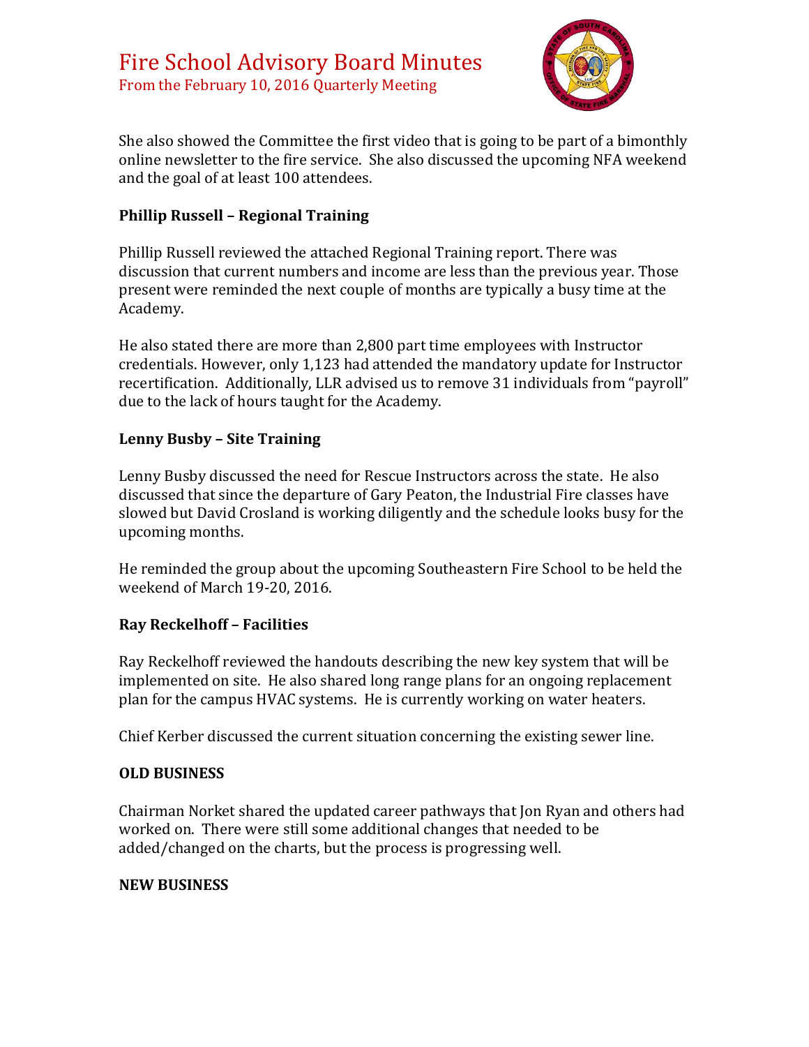She also showed the Committee the first video that is going to be part of a bimonthly online newsletter to the fire service. She also discussed the upcoming NFA weekend and the goal of at least 100 attendees.

**Phillip Russell – Regional Training**

Phillip Russell reviewed the attached Regional Training report. There was discussion that current numbers and income are less than the previous year. Those present were reminded the next couple of months are typically a busy time at the Academy.

He also stated there are more than 2,800 part time employees with Instructor credentials. However, only 1,123 had attended the mandatory update for Instructor recertification. Additionally, LLR advised us to remove 31 individuals from "payroll" due to the lack of hours taught for the Academy.

**Lenny Busby – Site Training**

Lenny Busby discussed the need for Rescue Instructors across the state. He also discussed that since the departure of Gary Peaton, the Industrial Fire classes have slowed but David Crosland is working diligently and the schedule looks busy for the upcoming months.

He reminded the group about the upcoming Southeastern Fire School to be held the weekend of March 19-20, 2016.

**Ray Reckelhoff – Facilities**

Ray Reckelhoff reviewed the handouts describing the new key system that will be implemented on site. He also shared long range plans for an ongoing replacement plan for the campus HVAC systems. He is currently working on water heaters.

Chief Kerber discussed the current situation concerning the existing sewer line.

**OLD BUSINESS**

Chairman Norket shared the updated career pathways that Jon Ryan and others had worked on. There were still some additional changes that needed to be added/changed on the charts, but the process is progressing well.

**NEW BUSINESS**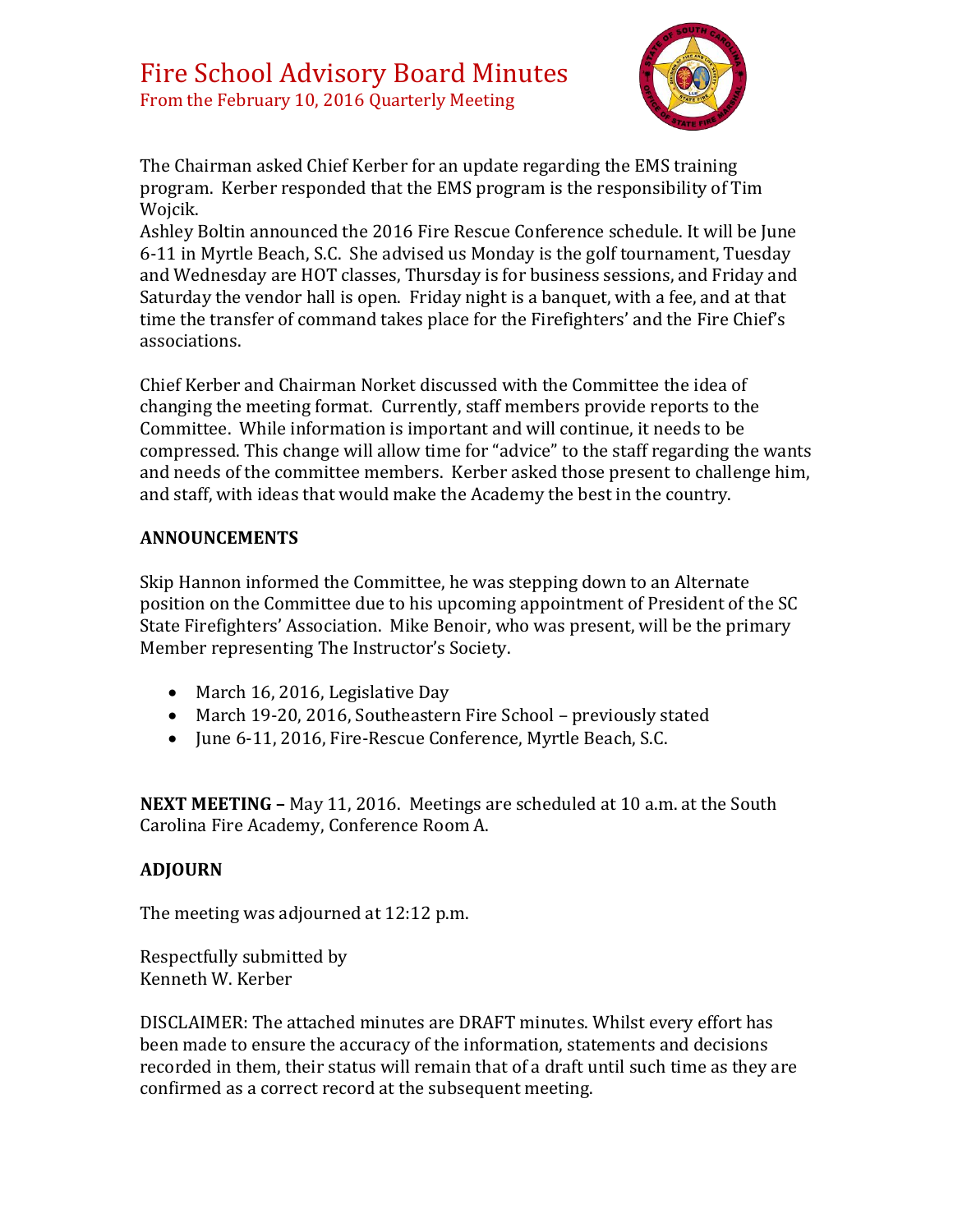The Chairman asked Chief Kerber for an update regarding the EMS training program. Kerber responded that the EMS program is the responsibility of Tim Wojcik.

Ashley Boltin announced the 2016 Fire Rescue Conference schedule. It will be June 6-11 in Myrtle Beach, S.C. She advised us Monday is the golf tournament, Tuesday and Wednesday are HOT classes, Thursday is for business sessions, and Friday and Saturday the vendor hall is open. Friday night is a banquet, with a fee, and at that time the transfer of command takes place for the Firefighters' and the Fire Chief's associations.

Chief Kerber and Chairman Norket discussed with the Committee the idea of changing the meeting format. Currently, staff members provide reports to the Committee. While information is important and will continue, it needs to be compressed. This change will allow time for "advice" to the staff regarding the wants and needs of the committee members. Kerber asked those present to challenge him, and staff, with ideas that would make the Academy the best in the country.

**ANNOUNCEMENTS**

Skip Hannon informed the Committee, he was stepping down to an Alternate position on the Committee due to his upcoming appointment of President of the SC State Firefighters' Association. Mike Benoir, who was present, will be the primary Member representing The Instructor's Society.

- March 16, 2016, Legislative Day
- March 19-20, 2016, Southeastern Fire School – previously stated
- June 6-11, 2016, Fire-Rescue Conference, Myrtle Beach, S.C.

**NEXT MEETING –** May 11, 2016. Meetings are scheduled at 10 a.m. at the South Carolina Fire Academy, Conference Room A.

**ADJOURN**

The meeting was adjourned at 12:12 p.m.

Respectfully submitted by
Kenneth W. Kerber

DISCLAIMER: The attached minutes are DRAFT minutes. Whilst every effort has been made to ensure the accuracy of the information, statements and decisions recorded in them, their status will remain that of a draft until such time as they are confirmed as a correct record at the subsequent meeting.